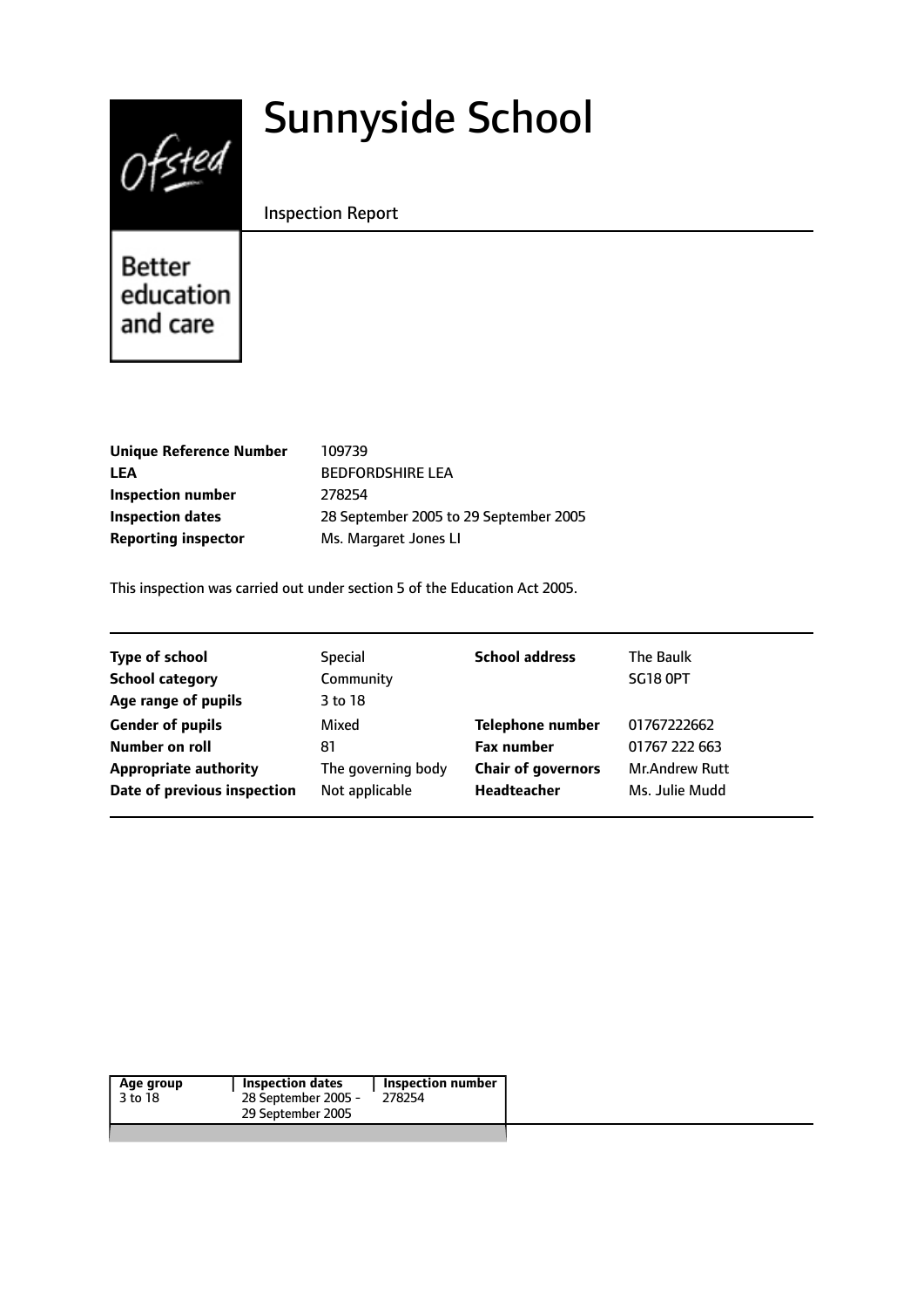# Sunnyside School

Inspection Report

Better education and care

| | |
|---|---|
| **Unique Reference Number** | 109739 |
| **LEA** | BEDFORDSHIRE LEA |
| **Inspection number** | 278254 |
| **Inspection dates** | 28 September 2005 to 29 September 2005 |
| **Reporting inspector** | Ms. Margaret Jones LI |

This inspection was carried out under section 5 of the Education Act 2005.

| | | | |
|---|---|---|---|
| **Type of school** | Special | **School address** | The Baulk |
| **School category** | Community | | SG18 0PT |
| **Age range of pupils** | 3 to 18 | | |
| **Gender of pupils** | Mixed | **Telephone number** | 01767222662 |
| **Number on roll** | 81 | **Fax number** | 01767 222 663 |
| **Appropriate authority** | The governing body | **Chair of governors** | Mr.Andrew Rutt |
| **Date of previous inspection** | Not applicable | **Headteacher** | Ms. Julie Mudd |

| Age group | Inspection dates | Inspection number |
|---|---|---|
| 3 to 18 | 28 September 2005 - 29 September 2005 | 278254 |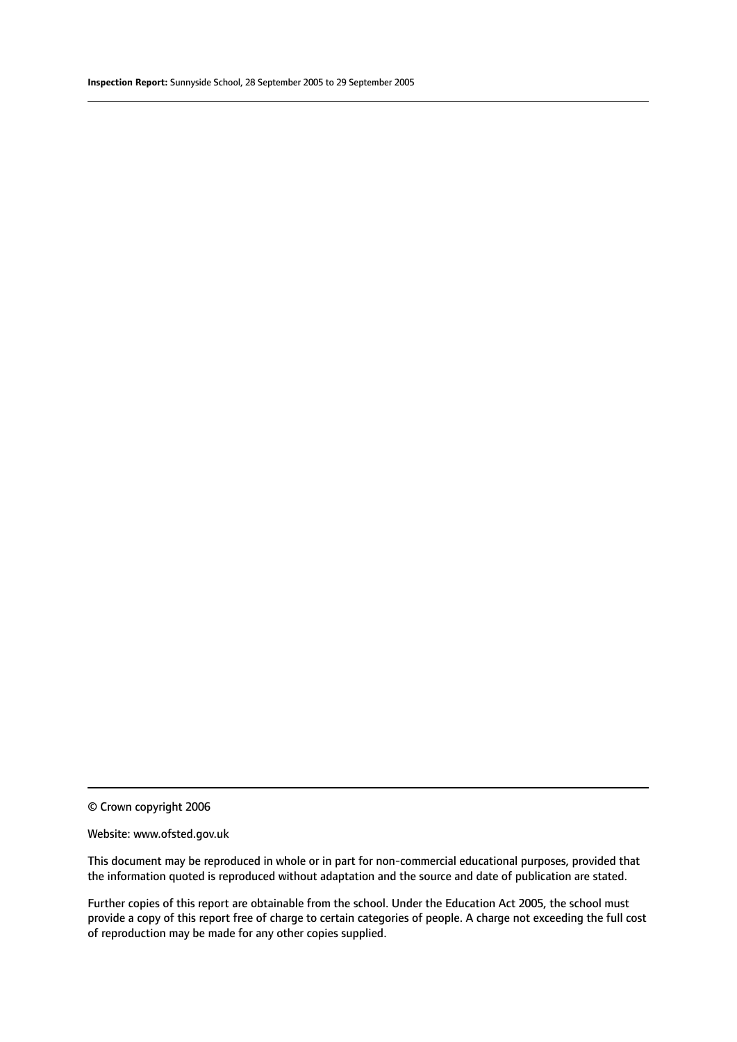© Crown copyright 2006

Website: www.ofsted.gov.uk

This document may be reproduced in whole or in part for non-commercial educational purposes, provided that the information quoted is reproduced without adaptation and the source and date of publication are stated.

Further copies of this report are obtainable from the school. Under the Education Act 2005, the school must provide a copy of this report free of charge to certain categories of people. A charge not exceeding the full cost of reproduction may be made for any other copies supplied.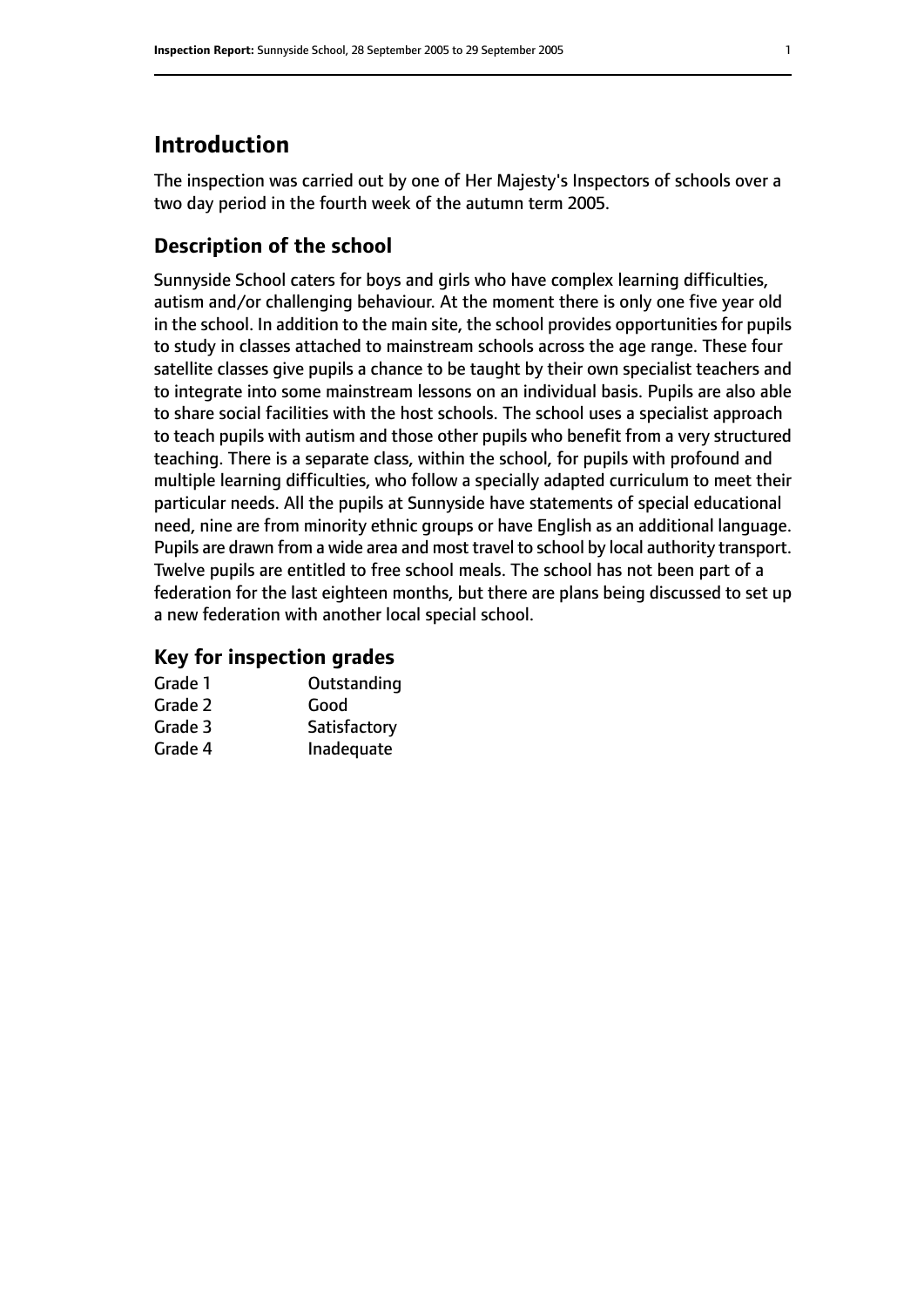## Introduction

The inspection was carried out by one of Her Majesty's Inspectors of schools over a two day period in the fourth week of the autumn term 2005.

### Description of the school

Sunnyside School caters for boys and girls who have complex learning difficulties, autism and/or challenging behaviour. At the moment there is only one five year old in the school. In addition to the main site, the school provides opportunities for pupils to study in classes attached to mainstream schools across the age range. These four satellite classes give pupils a chance to be taught by their own specialist teachers and to integrate into some mainstream lessons on an individual basis. Pupils are also able to share social facilities with the host schools. The school uses a specialist approach to teach pupils with autism and those other pupils who benefit from a very structured teaching. There is a separate class, within the school, for pupils with profound and multiple learning difficulties, who follow a specially adapted curriculum to meet their particular needs. All the pupils at Sunnyside have statements of special educational need, nine are from minority ethnic groups or have English as an additional language. Pupils are drawn from a wide area and most travel to school by local authority transport. Twelve pupils are entitled to free school meals. The school has not been part of a federation for the last eighteen months, but there are plans being discussed to set up a new federation with another local special school.

### Key for inspection grades

| | |
|---|---|
| Grade 1 | Outstanding |
| Grade 2 | Good |
| Grade 3 | Satisfactory |
| Grade 4 | Inadequate |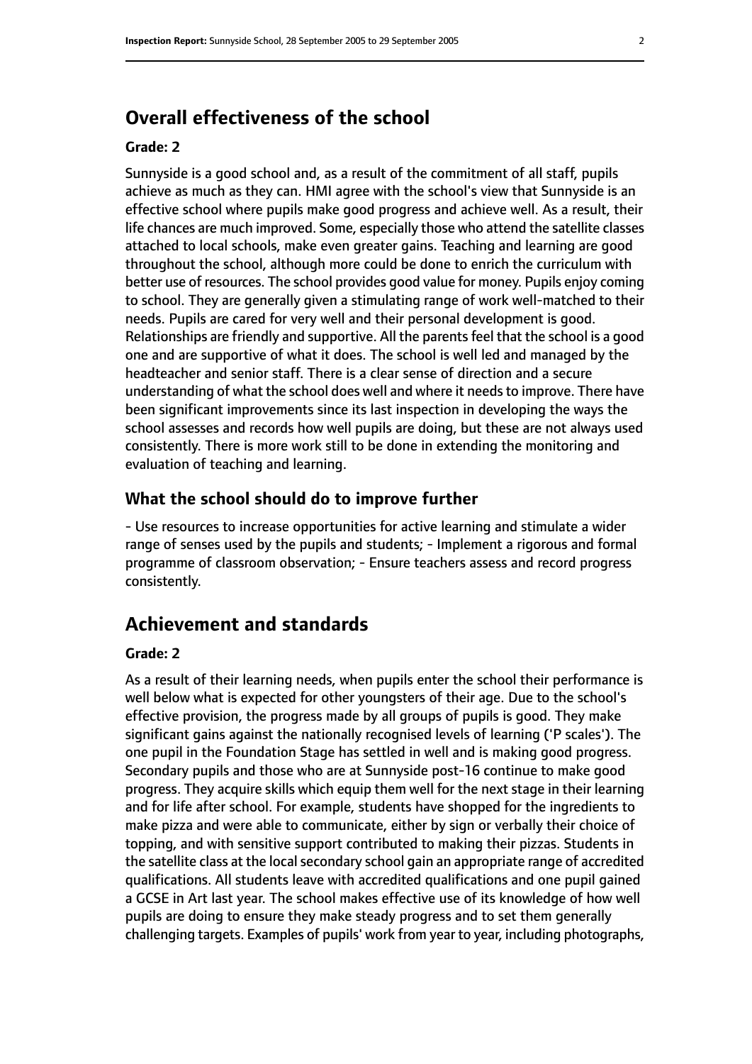## Overall effectiveness of the school

**Grade: 2**

Sunnyside is a good school and, as a result of the commitment of all staff, pupils achieve as much as they can. HMI agree with the school's view that Sunnyside is an effective school where pupils make good progress and achieve well. As a result, their life chances are much improved. Some, especially those who attend the satellite classes attached to local schools, make even greater gains. Teaching and learning are good throughout the school, although more could be done to enrich the curriculum with better use of resources. The school provides good value for money. Pupils enjoy coming to school. They are generally given a stimulating range of work well-matched to their needs. Pupils are cared for very well and their personal development is good. Relationships are friendly and supportive. All the parents feel that the school is a good one and are supportive of what it does. The school is well led and managed by the headteacher and senior staff. There is a clear sense of direction and a secure understanding of what the school does well and where it needs to improve. There have been significant improvements since its last inspection in developing the ways the school assesses and records how well pupils are doing, but these are not always used consistently. There is more work still to be done in extending the monitoring and evaluation of teaching and learning.

### What the school should do to improve further

- Use resources to increase opportunities for active learning and stimulate a wider range of senses used by the pupils and students; - Implement a rigorous and formal programme of classroom observation; - Ensure teachers assess and record progress consistently.

## Achievement and standards

**Grade: 2**

As a result of their learning needs, when pupils enter the school their performance is well below what is expected for other youngsters of their age. Due to the school's effective provision, the progress made by all groups of pupils is good. They make significant gains against the nationally recognised levels of learning ('P scales'). The one pupil in the Foundation Stage has settled in well and is making good progress. Secondary pupils and those who are at Sunnyside post-16 continue to make good progress. They acquire skills which equip them well for the next stage in their learning and for life after school. For example, students have shopped for the ingredients to make pizza and were able to communicate, either by sign or verbally their choice of topping, and with sensitive support contributed to making their pizzas. Students in the satellite class at the local secondary school gain an appropriate range of accredited qualifications. All students leave with accredited qualifications and one pupil gained a GCSE in Art last year. The school makes effective use of its knowledge of how well pupils are doing to ensure they make steady progress and to set them generally challenging targets. Examples of pupils' work from year to year, including photographs,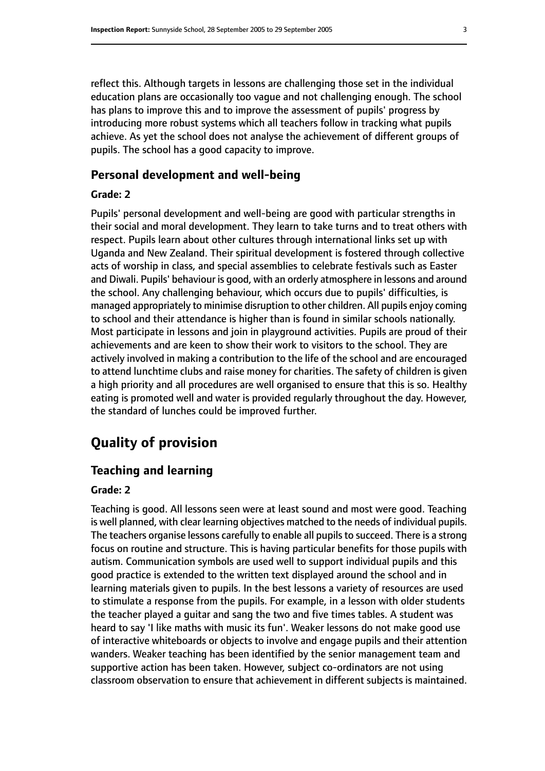reflect this. Although targets in lessons are challenging those set in the individual education plans are occasionally too vague and not challenging enough. The school has plans to improve this and to improve the assessment of pupils' progress by introducing more robust systems which all teachers follow in tracking what pupils achieve. As yet the school does not analyse the achievement of different groups of pupils. The school has a good capacity to improve.

### Personal development and well-being

#### Grade: 2

Pupils' personal development and well-being are good with particular strengths in their social and moral development. They learn to take turns and to treat others with respect. Pupils learn about other cultures through international links set up with Uganda and New Zealand. Their spiritual development is fostered through collective acts of worship in class, and special assemblies to celebrate festivals such as Easter and Diwali. Pupils' behaviour is good, with an orderly atmosphere in lessons and around the school. Any challenging behaviour, which occurs due to pupils' difficulties, is managed appropriately to minimise disruption to other children. All pupils enjoy coming to school and their attendance is higher than is found in similar schools nationally. Most participate in lessons and join in playground activities. Pupils are proud of their achievements and are keen to show their work to visitors to the school. They are actively involved in making a contribution to the life of the school and are encouraged to attend lunchtime clubs and raise money for charities. The safety of children is given a high priority and all procedures are well organised to ensure that this is so. Healthy eating is promoted well and water is provided regularly throughout the day. However, the standard of lunches could be improved further.

## Quality of provision

### Teaching and learning

#### Grade: 2

Teaching is good. All lessons seen were at least sound and most were good. Teaching is well planned, with clear learning objectives matched to the needs of individual pupils. The teachers organise lessons carefully to enable all pupils to succeed. There is a strong focus on routine and structure. This is having particular benefits for those pupils with autism. Communication symbols are used well to support individual pupils and this good practice is extended to the written text displayed around the school and in learning materials given to pupils. In the best lessons a variety of resources are used to stimulate a response from the pupils. For example, in a lesson with older students the teacher played a guitar and sang the two and five times tables. A student was heard to say 'I like maths with music its fun'. Weaker lessons do not make good use of interactive whiteboards or objects to involve and engage pupils and their attention wanders. Weaker teaching has been identified by the senior management team and supportive action has been taken. However, subject co-ordinators are not using classroom observation to ensure that achievement in different subjects is maintained.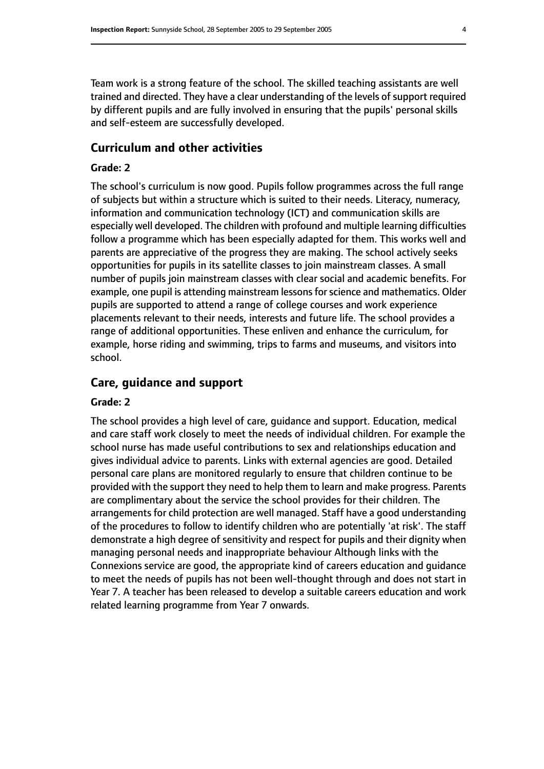Team work is a strong feature of the school. The skilled teaching assistants are well trained and directed. They have a clear understanding of the levels of support required by different pupils and are fully involved in ensuring that the pupils' personal skills and self-esteem are successfully developed.

## Curriculum and other activities

### Grade: 2

The school's curriculum is now good. Pupils follow programmes across the full range of subjects but within a structure which is suited to their needs. Literacy, numeracy, information and communication technology (ICT) and communication skills are especially well developed. The children with profound and multiple learning difficulties follow a programme which has been especially adapted for them. This works well and parents are appreciative of the progress they are making. The school actively seeks opportunities for pupils in its satellite classes to join mainstream classes. A small number of pupils join mainstream classes with clear social and academic benefits. For example, one pupil is attending mainstream lessons for science and mathematics. Older pupils are supported to attend a range of college courses and work experience placements relevant to their needs, interests and future life. The school provides a range of additional opportunities. These enliven and enhance the curriculum, for example, horse riding and swimming, trips to farms and museums, and visitors into school.

## Care, guidance and support

### Grade: 2

The school provides a high level of care, guidance and support. Education, medical and care staff work closely to meet the needs of individual children. For example the school nurse has made useful contributions to sex and relationships education and gives individual advice to parents. Links with external agencies are good. Detailed personal care plans are monitored regularly to ensure that children continue to be provided with the support they need to help them to learn and make progress. Parents are complimentary about the service the school provides for their children. The arrangements for child protection are well managed. Staff have a good understanding of the procedures to follow to identify children who are potentially 'at risk'. The staff demonstrate a high degree of sensitivity and respect for pupils and their dignity when managing personal needs and inappropriate behaviour Although links with the Connexions service are good, the appropriate kind of careers education and guidance to meet the needs of pupils has not been well-thought through and does not start in Year 7. A teacher has been released to develop a suitable careers education and work related learning programme from Year 7 onwards.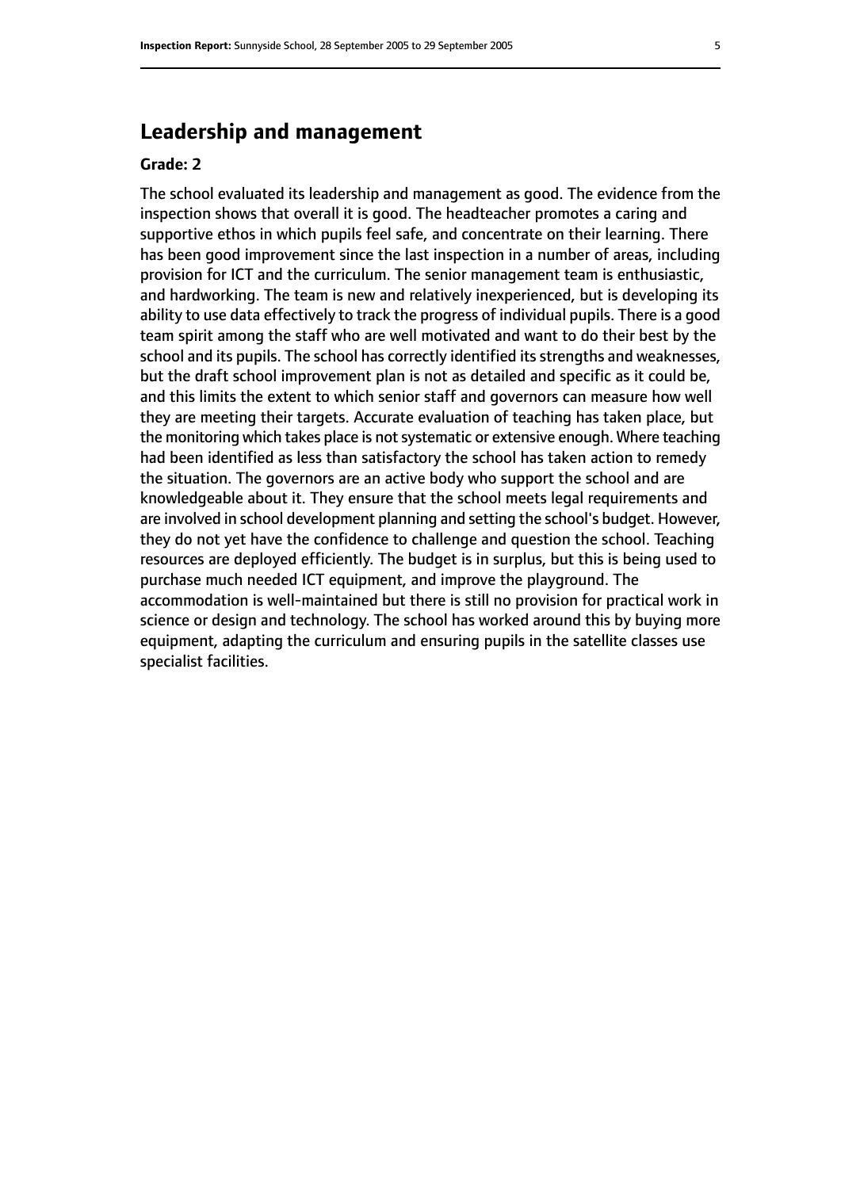## Leadership and management

**Grade: 2**

The school evaluated its leadership and management as good. The evidence from the inspection shows that overall it is good. The headteacher promotes a caring and supportive ethos in which pupils feel safe, and concentrate on their learning. There has been good improvement since the last inspection in a number of areas, including provision for ICT and the curriculum. The senior management team is enthusiastic, and hardworking. The team is new and relatively inexperienced, but is developing its ability to use data effectively to track the progress of individual pupils. There is a good team spirit among the staff who are well motivated and want to do their best by the school and its pupils. The school has correctly identified its strengths and weaknesses, but the draft school improvement plan is not as detailed and specific as it could be, and this limits the extent to which senior staff and governors can measure how well they are meeting their targets. Accurate evaluation of teaching has taken place, but the monitoring which takes place is not systematic or extensive enough. Where teaching had been identified as less than satisfactory the school has taken action to remedy the situation. The governors are an active body who support the school and are knowledgeable about it. They ensure that the school meets legal requirements and are involved in school development planning and setting the school's budget. However, they do not yet have the confidence to challenge and question the school. Teaching resources are deployed efficiently. The budget is in surplus, but this is being used to purchase much needed ICT equipment, and improve the playground. The accommodation is well-maintained but there is still no provision for practical work in science or design and technology. The school has worked around this by buying more equipment, adapting the curriculum and ensuring pupils in the satellite classes use specialist facilities.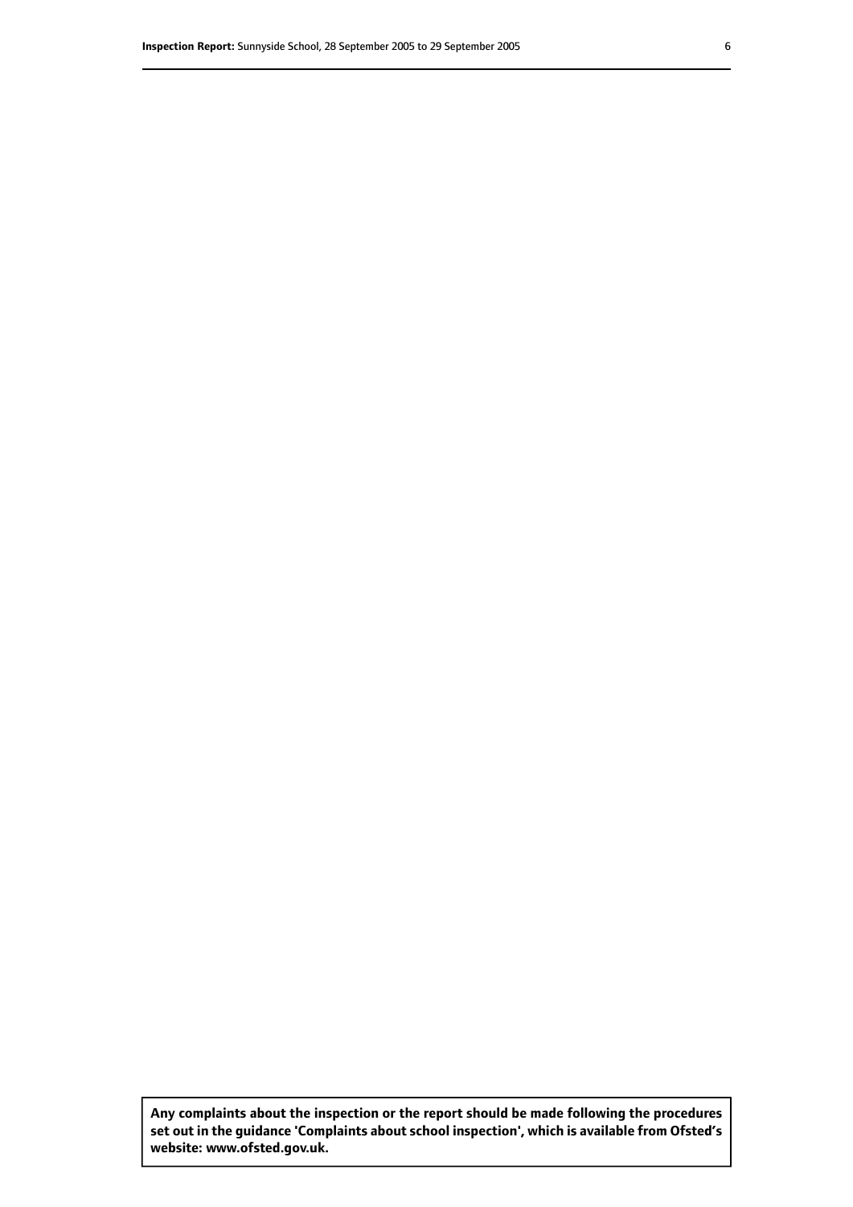**Any complaints about the inspection or the report should be made following the procedures set out in the guidance 'Complaints about school inspection', which is available from Ofsted's website: www.ofsted.gov.uk.**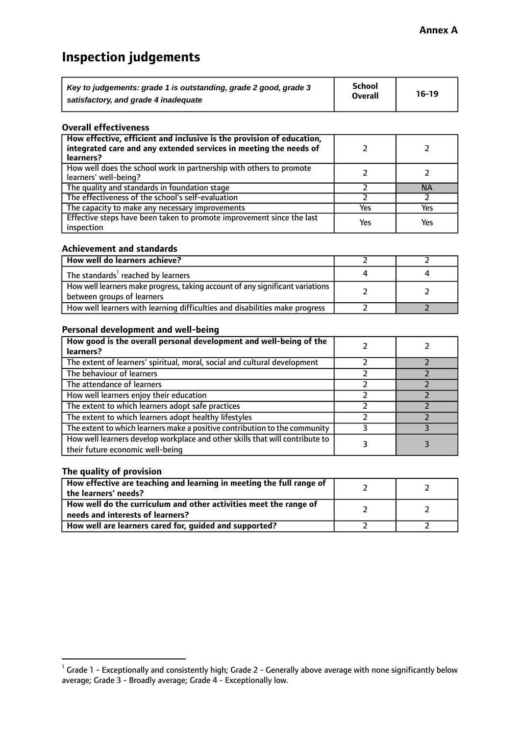**Annex A**

# Inspection judgements

| *Key to judgements: grade 1 is outstanding, grade 2 good, grade 3 satisfactory, and grade 4 inadequate* | School Overall | 16-19 |
|---|---|---|

### Overall effectiveness

| | | |
|---|---|---|
| **How effective, efficient and inclusive is the provision of education, integrated care and any extended services in meeting the needs of learners?** | 2 | 2 |
| How well does the school work in partnership with others to promote learners' well-being? | 2 | 2 |
| The quality and standards in foundation stage | 2 | NA |
| The effectiveness of the school's self-evaluation | 2 | 2 |
| The capacity to make any necessary improvements | Yes | Yes |
| Effective steps have been taken to promote improvement since the last inspection | Yes | Yes |

### Achievement and standards

| | | |
|---|---|---|
| **How well do learners achieve?** | 2 | 2 |
| The standards[1] reached by learners | 4 | 4 |
| How well learners make progress, taking account of any significant variations between groups of learners | 2 | 2 |
| How well learners with learning difficulties and disabilities make progress | 2 | 2 |

### Personal development and well-being

| | | |
|---|---|---|
| **How good is the overall personal development and well-being of the learners?** | 2 | 2 |
| The extent of learners' spiritual, moral, social and cultural development | 2 | 2 |
| The behaviour of learners | 2 | 2 |
| The attendance of learners | 2 | 2 |
| How well learners enjoy their education | 2 | 2 |
| The extent to which learners adopt safe practices | 2 | 2 |
| The extent to which learners adopt healthy lifestyles | 2 | 2 |
| The extent to which learners make a positive contribution to the community | 3 | 3 |
| How well learners develop workplace and other skills that will contribute to their future economic well-being | 3 | 3 |

### The quality of provision

| | | |
|---|---|---|
| **How effective are teaching and learning in meeting the full range of the learners' needs?** | 2 | 2 |
| **How well do the curriculum and other activities meet the range of needs and interests of learners?** | 2 | 2 |
| **How well are learners cared for, guided and supported?** | 2 | 2 |

[1] Grade 1 - Exceptionally and consistently high; Grade 2 - Generally above average with none significantly below average; Grade 3 - Broadly average; Grade 4 - Exceptionally low.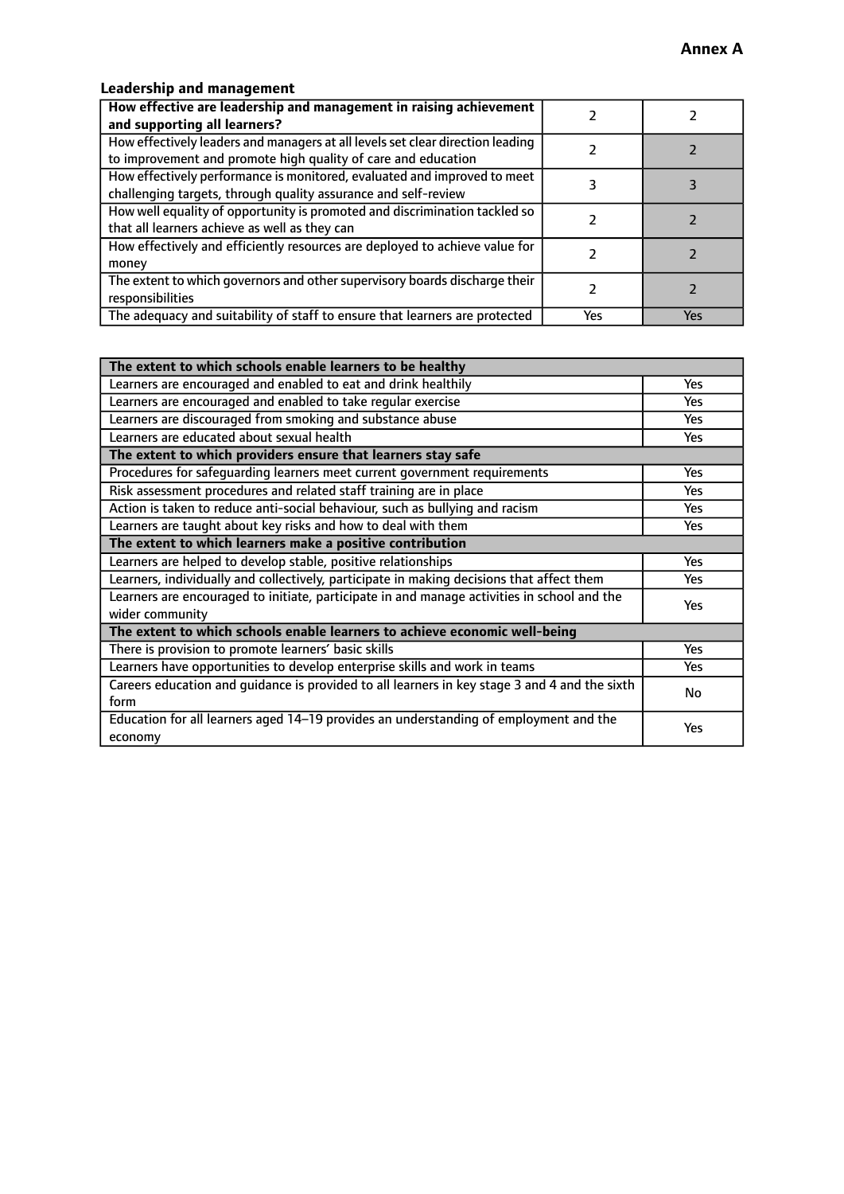**Annex A**

### Leadership and management

| **How effective are leadership and management in raising achievement and supporting all learners?** | 2 | 2 |
|---|---|---|
| How effectively leaders and managers at all levels set clear direction leading to improvement and promote high quality of care and education | 2 | 2 |
| How effectively performance is monitored, evaluated and improved to meet challenging targets, through quality assurance and self-review | 3 | 3 |
| How well equality of opportunity is promoted and discrimination tackled so that all learners achieve as well as they can | 2 | 2 |
| How effectively and efficiently resources are deployed to achieve value for money | 2 | 2 |
| The extent to which governors and other supervisory boards discharge their responsibilities | 2 | 2 |
| The adequacy and suitability of staff to ensure that learners are protected | Yes | Yes |

| **The extent to which schools enable learners to be healthy** | |
|---|---|
| Learners are encouraged and enabled to eat and drink healthily | Yes |
| Learners are encouraged and enabled to take regular exercise | Yes |
| Learners are discouraged from smoking and substance abuse | Yes |
| Learners are educated about sexual health | Yes |
| **The extent to which providers ensure that learners stay safe** | |
| Procedures for safeguarding learners meet current government requirements | Yes |
| Risk assessment procedures and related staff training are in place | Yes |
| Action is taken to reduce anti-social behaviour, such as bullying and racism | Yes |
| Learners are taught about key risks and how to deal with them | Yes |
| **The extent to which learners make a positive contribution** | |
| Learners are helped to develop stable, positive relationships | Yes |
| Learners, individually and collectively, participate in making decisions that affect them | Yes |
| Learners are encouraged to initiate, participate in and manage activities in school and the wider community | Yes |
| **The extent to which schools enable learners to achieve economic well-being** | |
| There is provision to promote learners' basic skills | Yes |
| Learners have opportunities to develop enterprise skills and work in teams | Yes |
| Careers education and guidance is provided to all learners in key stage 3 and 4 and the sixth form | No |
| Education for all learners aged 14–19 provides an understanding of employment and the economy | Yes |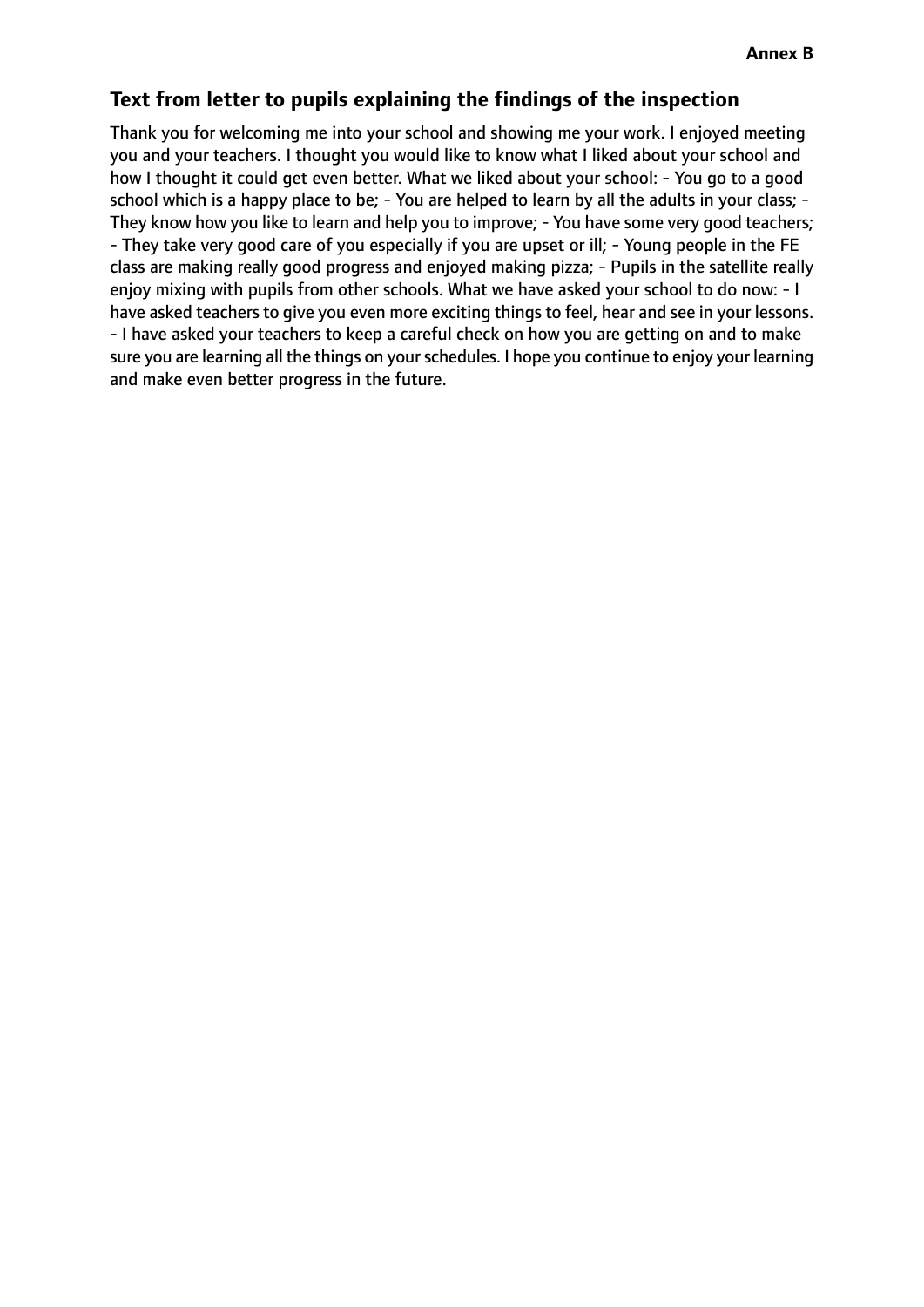**Annex B**

## Text from letter to pupils explaining the findings of the inspection

Thank you for welcoming me into your school and showing me your work. I enjoyed meeting you and your teachers. I thought you would like to know what I liked about your school and how I thought it could get even better. What we liked about your school: - You go to a good school which is a happy place to be; - You are helped to learn by all the adults in your class; - They know how you like to learn and help you to improve; - You have some very good teachers; - They take very good care of you especially if you are upset or ill; - Young people in the FE class are making really good progress and enjoyed making pizza; - Pupils in the satellite really enjoy mixing with pupils from other schools. What we have asked your school to do now: - I have asked teachers to give you even more exciting things to feel, hear and see in your lessons. - I have asked your teachers to keep a careful check on how you are getting on and to make sure you are learning all the things on your schedules. I hope you continue to enjoy your learning and make even better progress in the future.